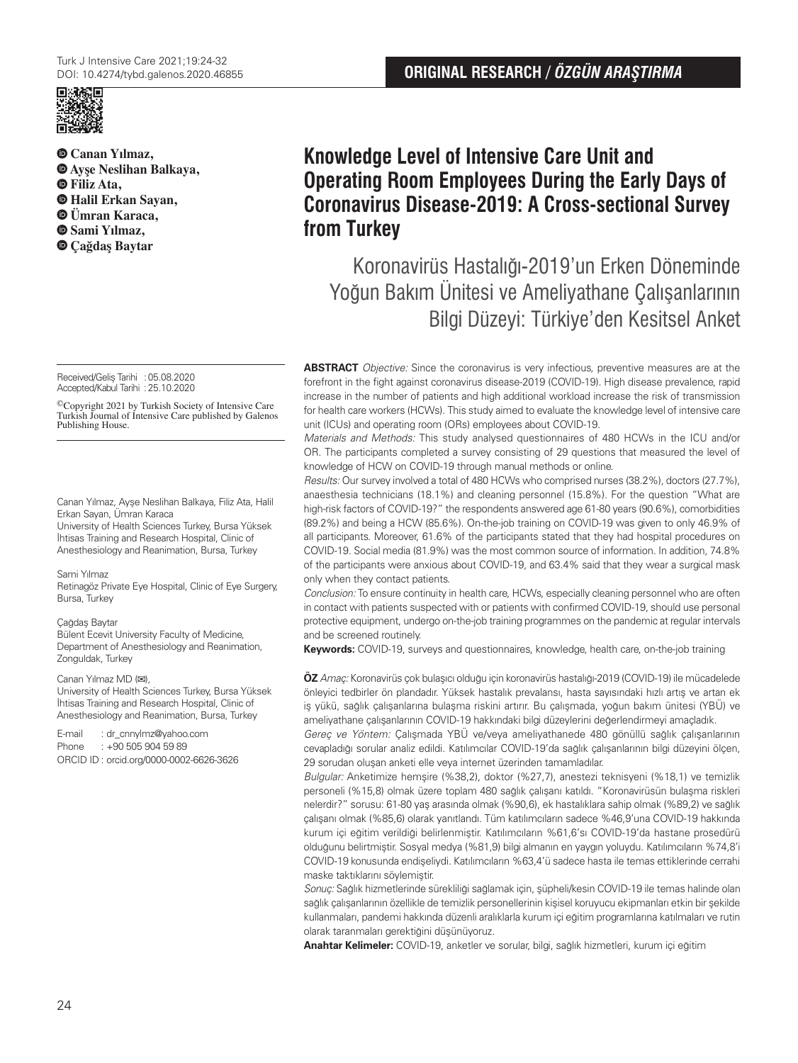ORIGINAL RESEARCH / *ÖZGÜN ARAŞTIRMA*

# Knowledge Level of Intensive Care Unit and Operating Room Employees During the Early Days of Coronavirus Disease-2019: A Cross-sectional Survey from Turkey

## Koronavirüs Hastalığı-2019'un Erken Döneminde Yoğun Bakım Ünitesi ve Ameliyathane Çalışanlarının Bilgi Düzeyi: Türkiye'den Kesitsel Anket

**Canan Yılmaz,**
**Ayşe Neslihan Balkaya,**
**Filiz Ata,**
**Halil Erkan Sayan,**
**Ümran Karaca,**
**Sami Yılmaz,**
**Çağdaş Baytar**

Received/Geliş Tarihi : 05.08.2020
Accepted/Kabul Tarihi : 25.10.2020

©Copyright 2021 by Turkish Society of Intensive Care
Turkish Journal of Intensive Care published by Galenos Publishing House.

Canan Yılmaz, Ayşe Neslihan Balkaya, Filiz Ata, Halil Erkan Sayan, Ümran Karaca
University of Health Sciences Turkey, Bursa Yüksek İhtisas Training and Research Hospital, Clinic of Anesthesiology and Reanimation, Bursa, Turkey

Sami Yılmaz
Retinagöz Private Eye Hospital, Clinic of Eye Surgery, Bursa, Turkey

Çağdaş Baytar
Bülent Ecevit University Faculty of Medicine, Department of Anesthesiology and Reanimation, Zonguldak, Turkey

Canan Yılmaz MD (✉),
University of Health Sciences Turkey, Bursa Yüksek İhtisas Training and Research Hospital, Clinic of Anesthesiology and Reanimation, Bursa, Turkey

E-mail : dr_cnnylmz@yahoo.com
Phone : +90 505 904 59 89
ORCID ID : orcid.org/0000-0002-6626-3626

**ABSTRACT** *Objective:* Since the coronavirus is very infectious, preventive measures are at the forefront in the fight against coronavirus disease-2019 (COVID-19). High disease prevalence, rapid increase in the number of patients and high additional workload increase the risk of transmission for health care workers (HCWs). This study aimed to evaluate the knowledge level of intensive care unit (ICUs) and operating room (ORs) employees about COVID-19.

*Materials and Methods:* This study analysed questionnaires of 480 HCWs in the ICU and/or OR. The participants completed a survey consisting of 29 questions that measured the level of knowledge of HCW on COVID-19 through manual methods or online.

*Results:* Our survey involved a total of 480 HCWs who comprised nurses (38.2%), doctors (27.7%), anaesthesia technicians (18.1%) and cleaning personnel (15.8%). For the question "What are high-risk factors of COVID-19?" the respondents answered age 61-80 years (90.6%), comorbidities (89.2%) and being a HCW (85.6%). On-the-job training on COVID-19 was given to only 46.9% of all participants. Moreover, 61.6% of the participants stated that they had hospital procedures on COVID-19. Social media (81.9%) was the most common source of information. In addition, 74.8% of the participants were anxious about COVID-19, and 63.4% said that they wear a surgical mask only when they contact patients.

*Conclusion:* To ensure continuity in health care, HCWs, especially cleaning personnel who are often in contact with patients suspected with or patients with confirmed COVID-19, should use personal protective equipment, undergo on-the-job training programmes on the pandemic at regular intervals and be screened routinely.

**Keywords:** COVID-19, surveys and questionnaires, knowledge, health care, on-the-job training

**ÖZ** *Amaç:* Koronavirüs çok bulaşıcı olduğu için koronavirüs hastalığı-2019 (COVID-19) ile mücadelede önleyici tedbirler ön plandadır. Yüksek hastalık prevalansı, hasta sayısındaki hızlı artış ve artan ek iş yükü, sağlık çalışanlarına bulaşma riskini artırır. Bu çalışmada, yoğun bakım ünitesi (YBÜ) ve ameliyathane çalışanlarının COVID-19 hakkındaki bilgi düzeylerini değerlendirmeyi amaçladık.

*Gereç ve Yöntem:* Çalışmada YBÜ ve/veya ameliyathanede 480 gönüllü sağlık çalışanlarının cevapladığı sorular analiz edildi. Katılımcılar COVID-19'da sağlık çalışanlarının bilgi düzeyini ölçen, 29 sorudan oluşan anketi elle veya internet üzerinden tamamladılar.

*Bulgular:* Anketimize hemşire (%38,2), doktor (%27,7), anestezi teknisyeni (%18,1) ve temizlik personeli (%15,8) olmak üzere toplam 480 sağlık çalışanı katıldı. "Koronavirüsün bulaşma riskleri nelerdir?" sorusu: 61-80 yaş arasında olmak (%90,6), ek hastalıklara sahip olmak (%89,2) ve sağlık çalışanı olmak (%85,6) olarak yanıtlandı. Tüm katılımcıların sadece %46,9'una COVID-19 hakkında kurum içi eğitim verildiği belirlenmiştir. Katılımcıların %61,6'sı COVID-19'da hastane prosedürü olduğunu belirtmiştir. Sosyal medya (%81,9) bilgi almanın en yaygın yoluydu. Katılımcıların %74,8'i COVID-19 konusunda endişeliydi. Katılımcıların %63,4'ü sadece hasta ile temas ettiklerinde cerrahi maske taktıklarını söylemiştir.

*Sonuç:* Sağlık hizmetlerinde sürekliliği sağlamak için, şüpheli/kesin COVID-19 ile temas halinde olan sağlık çalışanlarının özellikle de temizlik personellerinin kişisel koruyucu ekipmanları etkin bir şekilde kullanmaları, pandemi hakkında düzenli aralıklarla kurum içi eğitim programlarına katılmaları ve rutin olarak taranmaları gerektiğini düşünüyoruz.

**Anahtar Kelimeler:** COVID-19, anketler ve sorular, bilgi, sağlık hizmetleri, kurum içi eğitim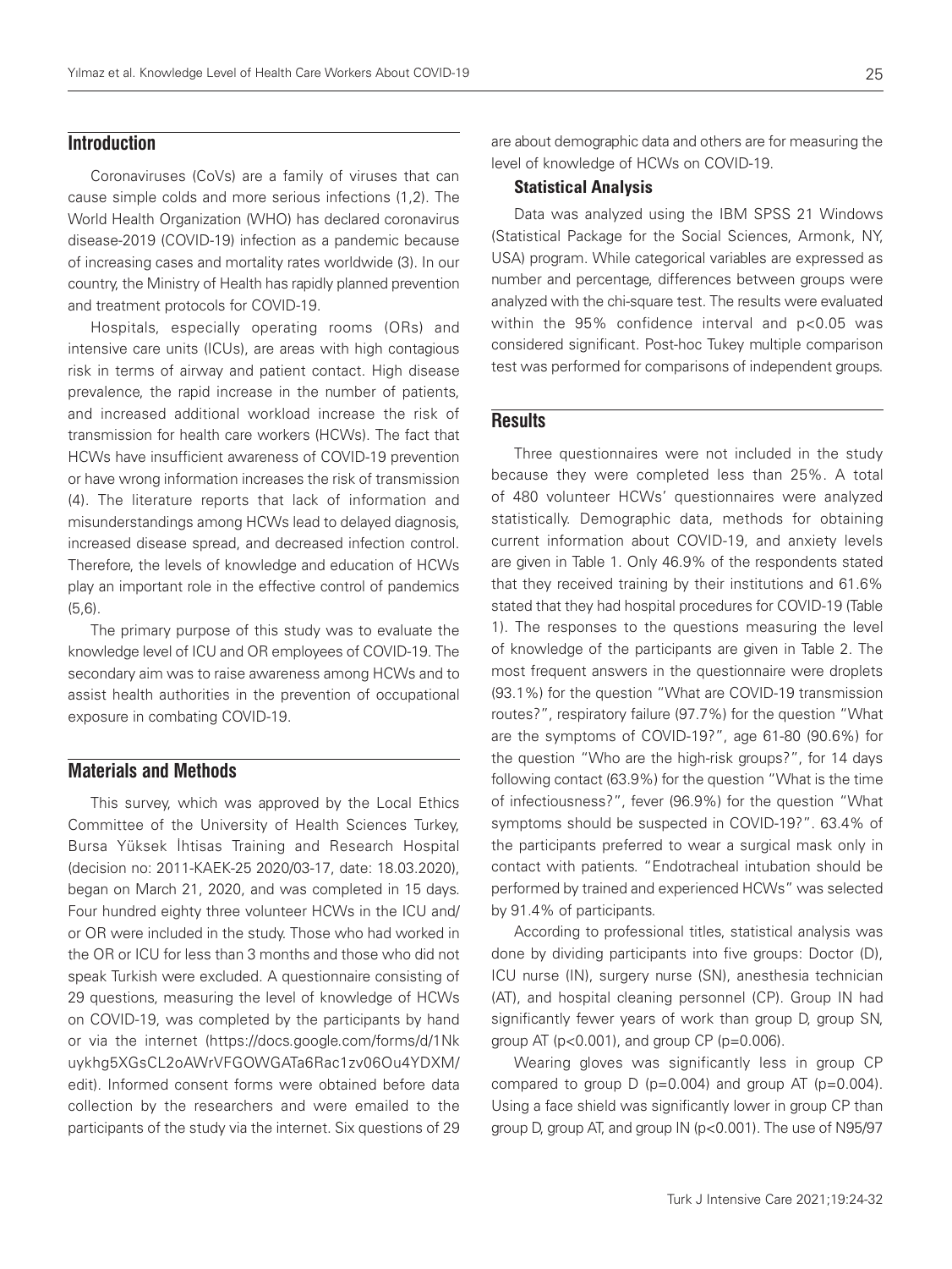## Introduction

Coronaviruses (CoVs) are a family of viruses that can cause simple colds and more serious infections (1,2). The World Health Organization (WHO) has declared coronavirus disease-2019 (COVID-19) infection as a pandemic because of increasing cases and mortality rates worldwide (3). In our country, the Ministry of Health has rapidly planned prevention and treatment protocols for COVID-19.

Hospitals, especially operating rooms (ORs) and intensive care units (ICUs), are areas with high contagious risk in terms of airway and patient contact. High disease prevalence, the rapid increase in the number of patients, and increased additional workload increase the risk of transmission for health care workers (HCWs). The fact that HCWs have insufficient awareness of COVID-19 prevention or have wrong information increases the risk of transmission (4). The literature reports that lack of information and misunderstandings among HCWs lead to delayed diagnosis, increased disease spread, and decreased infection control. Therefore, the levels of knowledge and education of HCWs play an important role in the effective control of pandemics (5,6).

The primary purpose of this study was to evaluate the knowledge level of ICU and OR employees of COVID-19. The secondary aim was to raise awareness among HCWs and to assist health authorities in the prevention of occupational exposure in combating COVID-19.

## Materials and Methods

This survey, which was approved by the Local Ethics Committee of the University of Health Sciences Turkey, Bursa Yüksek İhtisas Training and Research Hospital (decision no: 2011-KAEK-25 2020/03-17, date: 18.03.2020), began on March 21, 2020, and was completed in 15 days. Four hundred eighty three volunteer HCWs in the ICU and/or OR were included in the study. Those who had worked in the OR or ICU for less than 3 months and those who did not speak Turkish were excluded. A questionnaire consisting of 29 questions, measuring the level of knowledge of HCWs on COVID-19, was completed by the participants by hand or via the internet (https://docs.google.com/forms/d/1NkuykhgSXGsCL2oAWrVFGOWGATa6Rac1zv06Ou4YDXM/edit). Informed consent forms were obtained before data collection by the researchers and were emailed to the participants of the study via the internet. Six questions of 29 are about demographic data and others are for measuring the level of knowledge of HCWs on COVID-19.

### Statistical Analysis

Data was analyzed using the IBM SPSS 21 Windows (Statistical Package for the Social Sciences, Armonk, NY, USA) program. While categorical variables are expressed as number and percentage, differences between groups were analyzed with the chi-square test. The results were evaluated within the 95% confidence interval and $p<0.05$ was considered significant. Post-hoc Tukey multiple comparison test was performed for comparisons of independent groups.

## Results

Three questionnaires were not included in the study because they were completed less than 25%. A total of 480 volunteer HCWs' questionnaires were analyzed statistically. Demographic data, methods for obtaining current information about COVID-19, and anxiety levels are given in Table 1. Only 46.9% of the respondents stated that they received training by their institutions and 61.6% stated that they had hospital procedures for COVID-19 (Table 1). The responses to the questions measuring the level of knowledge of the participants are given in Table 2. The most frequent answers in the questionnaire were droplets (93.1%) for the question "What are COVID-19 transmission routes?", respiratory failure (97.7%) for the question "What are the symptoms of COVID-19?", age 61-80 (90.6%) for the question "Who are the high-risk groups?", for 14 days following contact (63.9%) for the question "What is the time of infectiousness?", fever (96.9%) for the question "What symptoms should be suspected in COVID-19?". 63.4% of the participants preferred to wear a surgical mask only in contact with patients. "Endotracheal intubation should be performed by trained and experienced HCWs" was selected by 91.4% of participants.

According to professional titles, statistical analysis was done by dividing participants into five groups: Doctor (D), ICU nurse (IN), surgery nurse (SN), anesthesia technician (AT), and hospital cleaning personnel (CP). Group IN had significantly fewer years of work than group D, group SN, group AT ($p<0.001$), and group CP ($p=0.006$).

Wearing gloves was significantly less in group CP compared to group D ($p=0.004$) and group AT ($p=0.004$). Using a face shield was significantly lower in group CP than group D, group AT, and group IN ($p<0.001$). The use of N95/97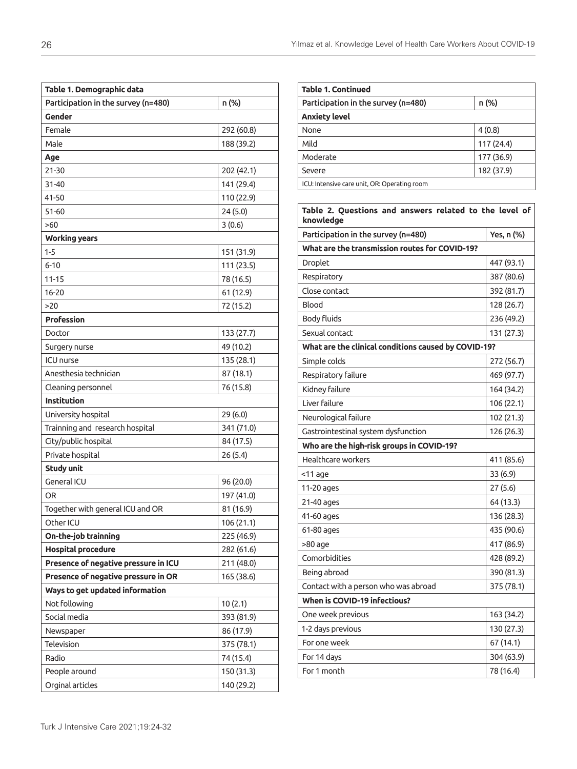**Table 1. Demographic data**

| Participation in the survey (n=480) | n (%) |
|---|---|
| **Gender** | |
| Female | 292 (60.8) |
| Male | 188 (39.2) |
| **Age** | |
| 21-30 | 202 (42.1) |
| 31-40 | 141 (29.4) |
| 41-50 | 110 (22.9) |
| 51-60 | 24 (5.0) |
| >60 | 3 (0.6) |
| **Working years** | |
| 1-5 | 151 (31.9) |
| 6-10 | 111 (23.5) |
| 11-15 | 78 (16.5) |
| 16-20 | 61 (12.9) |
| >20 | 72 (15.2) |
| **Profession** | |
| Doctor | 133 (27.7) |
| Surgery nurse | 49 (10.2) |
| ICU nurse | 135 (28.1) |
| Anesthesia technician | 87 (18.1) |
| Cleaning personnel | 76 (15.8) |
| **Institution** | |
| University hospital | 29 (6.0) |
| Trainning and research hospital | 341 (71.0) |
| City/public hospital | 84 (17.5) |
| Private hospital | 26 (5.4) |
| **Study unit** | |
| General ICU | 96 (20.0) |
| OR | 197 (41.0) |
| Together with general ICU and OR | 81 (16.9) |
| Other ICU | 106 (21.1) |
| **On-the-job trainning** | 225 (46.9) |
| **Hospital procedure** | 282 (61.6) |
| **Presence of negative pressure in ICU** | 211 (48.0) |
| **Presence of negative pressure in OR** | 165 (38.6) |
| **Ways to get updated information** | |
| Not following | 10 (2.1) |
| Social media | 393 (81.9) |
| Newspaper | 86 (17.9) |
| Television | 375 (78.1) |
| Radio | 74 (15.4) |
| People around | 150 (31.3) |
| Orginal articles | 140 (29.2) |
| **Anxiety level** | |
| None | 4 (0.8) |
| Mild | 117 (24.4) |
| Moderate | 177 (36.9) |
| Severe | 182 (37.9) |

ICU: Intensive care unit, OR: Operating room

**Table 2. Questions and answers related to the level of knowledge**

| Participation in the survey (n=480) | Yes, n (%) |
|---|---|
| **What are the transmission routes for COVID-19?** | |
| Droplet | 447 (93.1) |
| Respiratory | 387 (80.6) |
| Close contact | 392 (81.7) |
| Blood | 128 (26.7) |
| Body fluids | 236 (49.2) |
| Sexual contact | 131 (27.3) |
| **What are the clinical conditions caused by COVID-19?** | |
| Simple colds | 272 (56.7) |
| Respiratory failure | 469 (97.7) |
| Kidney failure | 164 (34.2) |
| Liver failure | 106 (22.1) |
| Neurological failure | 102 (21.3) |
| Gastrointestinal system dysfunction | 126 (26.3) |
| **Who are the high-risk groups in COVID-19?** | |
| Healthcare workers | 411 (85.6) |
| <11 age | 33 (6.9) |
| 11-20 ages | 27 (5.6) |
| 21-40 ages | 64 (13.3) |
| 41-60 ages | 136 (28.3) |
| 61-80 ages | 435 (90.6) |
| >80 age | 417 (86.9) |
| Comorbidities | 428 (89.2) |
| Being abroad | 390 (81.3) |
| Contact with a person who was abroad | 375 (78.1) |
| **When is COVID-19 infectious?** | |
| One week previous | 163 (34.2) |
| 1-2 days previous | 130 (27.3) |
| For one week | 67 (14.1) |
| For 14 days | 304 (63.9) |
| For 1 month | 78 (16.4) |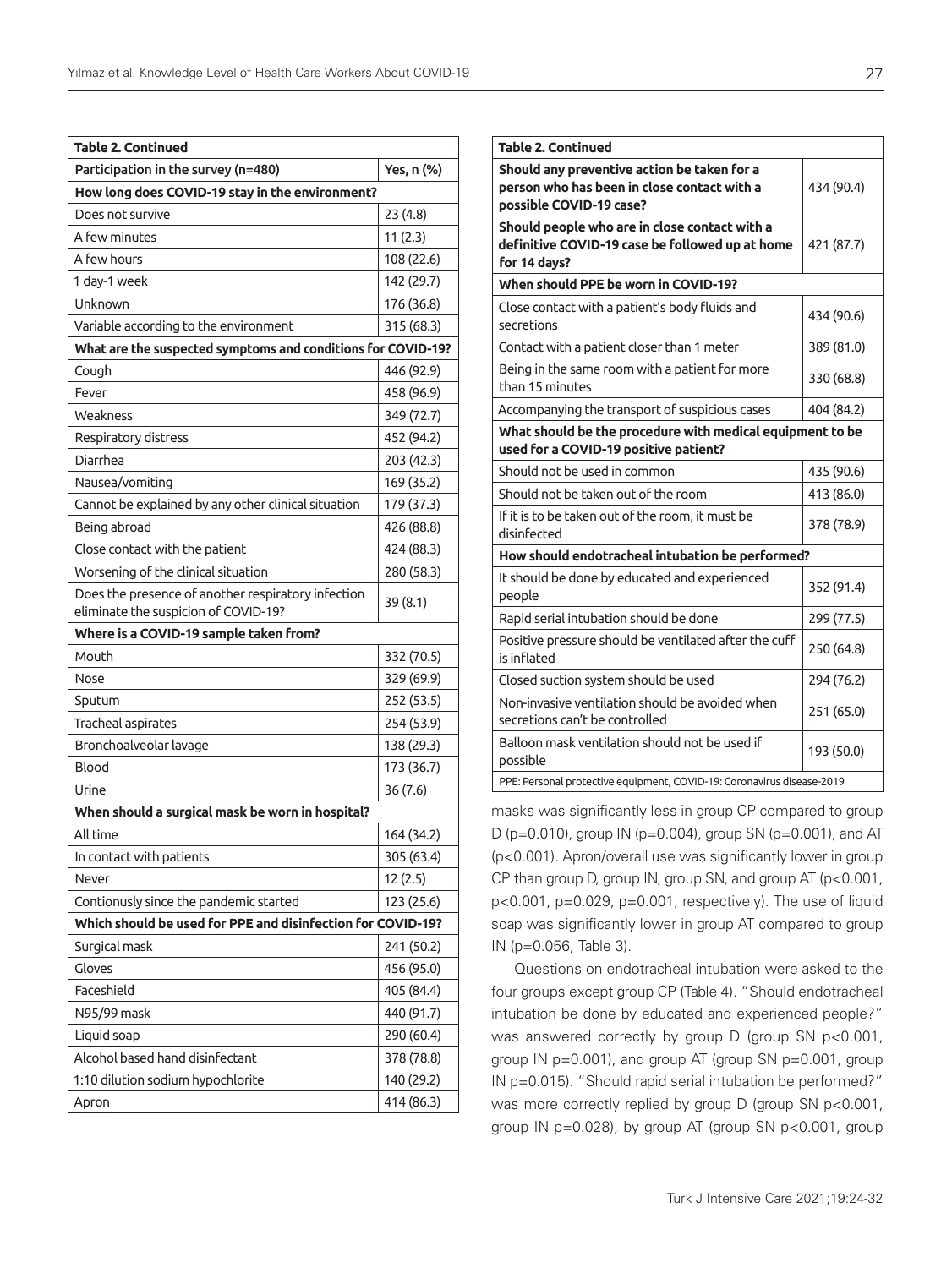| Table 2. Continued | |
|---|---|
| Participation in the survey (n=480) | Yes, n (%) |
| **How long does COVID-19 stay in the environment?** | |
| Does not survive | 23 (4.8) |
| A few minutes | 11 (2.3) |
| A few hours | 108 (22.6) |
| 1 day-1 week | 142 (29.7) |
| Unknown | 176 (36.8) |
| Variable according to the environment | 315 (68.3) |
| **What are the suspected symptoms and conditions for COVID-19?** | |
| Cough | 446 (92.9) |
| Fever | 458 (96.9) |
| Weakness | 349 (72.7) |
| Respiratory distress | 452 (94.2) |
| Diarrhea | 203 (42.3) |
| Nausea/vomiting | 169 (35.2) |
| Cannot be explained by any other clinical situation | 179 (37.3) |
| Being abroad | 426 (88.8) |
| Close contact with the patient | 424 (88.3) |
| Worsening of the clinical situation | 280 (58.3) |
| Does the presence of another respiratory infection eliminate the suspicion of COVID-19? | 39 (8.1) |
| **Where is a COVID-19 sample taken from?** | |
| Mouth | 332 (70.5) |
| Nose | 329 (69.9) |
| Sputum | 252 (53.5) |
| Tracheal aspirates | 254 (53.9) |
| Bronchoalveolar lavage | 138 (29.3) |
| Blood | 173 (36.7) |
| Urine | 36 (7.6) |
| **When should a surgical mask be worn in hospital?** | |
| All time | 164 (34.2) |
| In contact with patients | 305 (63.4) |
| Never | 12 (2.5) |
| Contionusly since the pandemic started | 123 (25.6) |
| **Which should be used for PPE and disinfection for COVID-19?** | |
| Surgical mask | 241 (50.2) |
| Gloves | 456 (95.0) |
| Faceshield | 405 (84.4) |
| N95/99 mask | 440 (91.7) |
| Liquid soap | 290 (60.4) |
| Alcohol based hand disinfectant | 378 (78.8) |
| 1:10 dilution sodium hypochlorite | 140 (29.2) |
| Apron | 414 (86.3) |
| **Should any preventive action be taken for a person who has been in close contact with a possible COVID-19 case?** | 434 (90.4) |
| **Should people who are in close contact with a definitive COVID-19 case be followed up at home for 14 days?** | 421 (87.7) |
| **When should PPE be worn in COVID-19?** | |
| Close contact with a patient's body fluids and secretions | 434 (90.6) |
| Contact with a patient closer than 1 meter | 389 (81.0) |
| Being in the same room with a patient for more than 15 minutes | 330 (68.8) |
| Accompanying the transport of suspicious cases | 404 (84.2) |
| **What should be the procedure with medical equipment to be used for a COVID-19 positive patient?** | |
| Should not be used in common | 435 (90.6) |
| Should not be taken out of the room | 413 (86.0) |
| If it is to be taken out of the room, it must be disinfected | 378 (78.9) |
| **How should endotracheal intubation be performed?** | |
| It should be done by educated and experienced people | 352 (91.4) |
| Rapid serial intubation should be done | 299 (77.5) |
| Positive pressure should be ventilated after the cuff is inflated | 250 (64.8) |
| Closed suction system should be used | 294 (76.2) |
| Non-invasive ventilation should be avoided when secretions can't be controlled | 251 (65.0) |
| Balloon mask ventilation should not be used if possible | 193 (50.0) |

PPE: Personal protective equipment, COVID-19: Coronavirus disease-2019

masks was significantly less in group CP compared to group D ($p=0.010$), group IN ($p=0.004$), group SN ($p=0.001$), and AT ($p<0.001$). Apron/overall use was significantly lower in group CP than group D, group IN, group SN, and group AT ($p<0.001$, $p<0.001$, $p=0.029$, $p=0.001$, respectively). The use of liquid soap was significantly lower in group AT compared to group IN ($p=0.056$, Table 3).

Questions on endotracheal intubation were asked to the four groups except group CP (Table 4). "Should endotracheal intubation be done by educated and experienced people?" was answered correctly by group D (group SN $p<0.001$, group IN $p=0.001$), and group AT (group SN $p=0.001$, group IN $p=0.015$). "Should rapid serial intubation be performed?" was more correctly replied by group D (group SN $p<0.001$, group IN $p=0.028$), by group AT (group SN $p<0.001$, group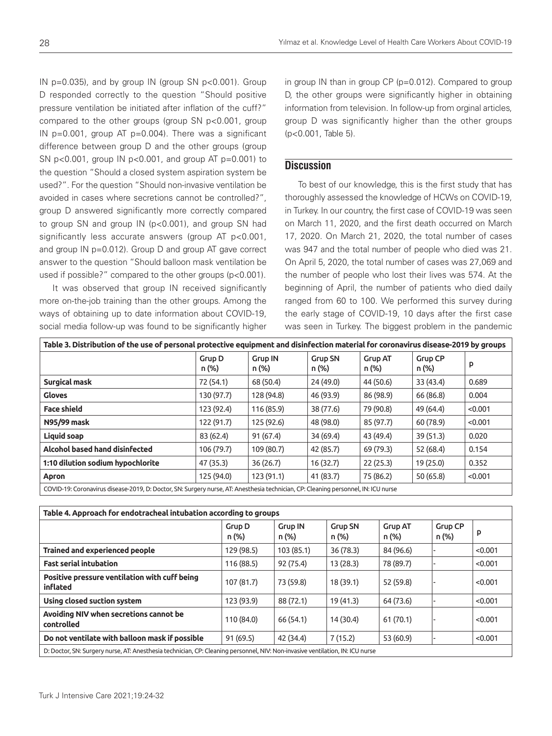IN p=0.035), and by group IN (group SN p<0.001). Group D responded correctly to the question "Should positive pressure ventilation be initiated after inflation of the cuff?" compared to the other groups (group SN p<0.001, group IN p=0.001, group AT p=0.004). There was a significant difference between group D and the other groups (group SN p<0.001, group IN p<0.001, and group AT p=0.001) to the question "Should a closed system aspiration system be used?". For the question "Should non-invasive ventilation be avoided in cases where secretions cannot be controlled?", group D answered significantly more correctly compared to group SN and group IN (p<0.001), and group SN had significantly less accurate answers (group AT p<0.001, and group IN p=0.012). Group D and group AT gave correct answer to the question "Should balloon mask ventilation be used if possible?" compared to the other groups (p<0.001).

It was observed that group IN received significantly more on-the-job training than the other groups. Among the ways of obtaining up to date information about COVID-19, social media follow-up was found to be significantly higher in group IN than in group CP (p=0.012). Compared to group D, the other groups were significantly higher in obtaining information from television. In follow-up from orginal articles, group D was significantly higher than the other groups (p<0.001, Table 5).

## Discussion

To best of our knowledge, this is the first study that has thoroughly assessed the knowledge of HCWs on COVID-19, in Turkey. In our country, the first case of COVID-19 was seen on March 11, 2020, and the first death occurred on March 17, 2020. On March 21, 2020, the total number of cases was 947 and the total number of people who died was 21. On April 5, 2020, the total number of cases was 27,069 and the number of people who lost their lives was 574. At the beginning of April, the number of patients who died daily ranged from 60 to 100. We performed this survey during the early stage of COVID-19, 10 days after the first case was seen in Turkey. The biggest problem in the pandemic

**Table 3. Distribution of the use of personal protective equipment and disinfection material for coronavirus disease-2019 by groups**

| | Grup D n (%) | Grup IN n (%) | Grup SN n (%) | Grup AT n (%) | Grup CP n (%) | p |
|---|---|---|---|---|---|---|
| **Surgical mask** | 72 (54.1) | 68 (50.4) | 24 (49.0) | 44 (50.6) | 33 (43.4) | 0.689 |
| **Gloves** | 130 (97.7) | 128 (94.8) | 46 (93.9) | 86 (98.9) | 66 (86.8) | 0.004 |
| **Face shield** | 123 (92.4) | 116 (85.9) | 38 (77.6) | 79 (90.8) | 49 (64.4) | <0.001 |
| **N95/99 mask** | 122 (91.7) | 125 (92.6) | 48 (98.0) | 85 (97.7) | 60 (78.9) | <0.001 |
| **Liquid soap** | 83 (62.4) | 91 (67.4) | 34 (69.4) | 43 (49.4) | 39 (51.3) | 0.020 |
| **Alcohol based hand disinfected** | 106 (79.7) | 109 (80.7) | 42 (85.7) | 69 (79.3) | 52 (68.4) | 0.154 |
| **1:10 dilution sodium hypochlorite** | 47 (35.3) | 36 (26.7) | 16 (32.7) | 22 (25.3) | 19 (25.0) | 0.352 |
| **Apron** | 125 (94.0) | 123 (91.1) | 41 (83.7) | 75 (86.2) | 50 (65.8) | <0.001 |

COVID-19: Coronavirus disease-2019, D: Doctor, SN: Surgery nurse, AT: Anesthesia technician, CP: Cleaning personnel, IN: ICU nurse

**Table 4. Approach for endotracheal intubation according to groups**

| | Grup D n (%) | Grup IN n (%) | Grup SN n (%) | Grup AT n (%) | Grup CP n (%) | p |
|---|---|---|---|---|---|---|
| **Trained and experienced people** | 129 (98.5) | 103 (85.1) | 36 (78.3) | 84 (96.6) | - | <0.001 |
| **Fast serial intubation** | 116 (88.5) | 92 (75.4) | 13 (28.3) | 78 (89.7) | - | <0.001 |
| **Positive pressure ventilation with cuff being inflated** | 107 (81.7) | 73 (59.8) | 18 (39.1) | 52 (59.8) | - | <0.001 |
| **Using closed suction system** | 123 (93.9) | 88 (72.1) | 19 (41.3) | 64 (73.6) | - | <0.001 |
| **Avoiding NIV when secretions cannot be controlled** | 110 (84.0) | 66 (54.1) | 14 (30.4) | 61 (70.1) | - | <0.001 |
| **Do not ventilate with balloon mask if possible** | 91 (69.5) | 42 (34.4) | 7 (15.2) | 53 (60.9) | - | <0.001 |

D: Doctor, SN: Surgery nurse, AT: Anesthesia technician, CP: Cleaning personnel, NIV: Non-invasive ventilation, IN: ICU nurse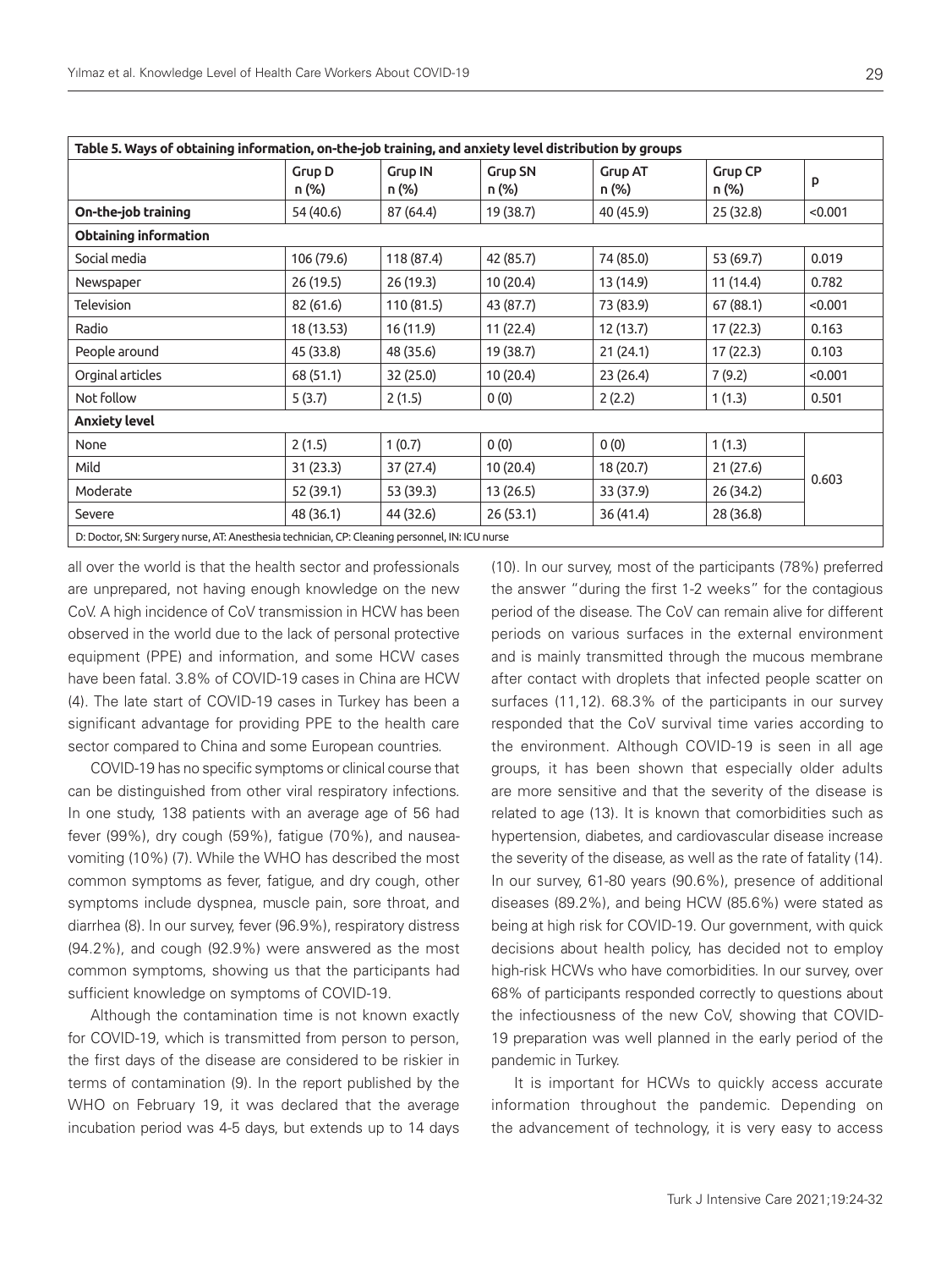**Table 5. Ways of obtaining information, on-the-job training, and anxiety level distribution by groups**

| | Grup D n (%) | Grup IN n (%) | Grup SN n (%) | Grup AT n (%) | Grup CP n (%) | p |
|---|---|---|---|---|---|---|
| **On-the-job training** | 54 (40.6) | 87 (64.4) | 19 (38.7) | 40 (45.9) | 25 (32.8) | <0.001 |
| **Obtaining information** | | | | | | |
| Social media | 106 (79.6) | 118 (87.4) | 42 (85.7) | 74 (85.0) | 53 (69.7) | 0.019 |
| Newspaper | 26 (19.5) | 26 (19.3) | 10 (20.4) | 13 (14.9) | 11 (14.4) | 0.782 |
| Television | 82 (61.6) | 110 (81.5) | 43 (87.7) | 73 (83.9) | 67 (88.1) | <0.001 |
| Radio | 18 (13.53) | 16 (11.9) | 11 (22.4) | 12 (13.7) | 17 (22.3) | 0.163 |
| People around | 45 (33.8) | 48 (35.6) | 19 (38.7) | 21 (24.1) | 17 (22.3) | 0.103 |
| Orginal articles | 68 (51.1) | 32 (25.0) | 10 (20.4) | 23 (26.4) | 7 (9.2) | <0.001 |
| Not follow | 5 (3.7) | 2 (1.5) | 0 (0) | 2 (2.2) | 1 (1.3) | 0.501 |
| **Anxiety level** | | | | | | |
| None | 2 (1.5) | 1 (0.7) | 0 (0) | 0 (0) | 1 (1.3) | 0.603 |
| Mild | 31 (23.3) | 37 (27.4) | 10 (20.4) | 18 (20.7) | 21 (27.6) | |
| Moderate | 52 (39.1) | 53 (39.3) | 13 (26.5) | 33 (37.9) | 26 (34.2) | |
| Severe | 48 (36.1) | 44 (32.6) | 26 (53.1) | 36 (41.4) | 28 (36.8) | |

D: Doctor, SN: Surgery nurse, AT: Anesthesia technician, CP: Cleaning personnel, IN: ICU nurse

all over the world is that the health sector and professionals are unprepared, not having enough knowledge on the new CoV. A high incidence of CoV transmission in HCW has been observed in the world due to the lack of personal protective equipment (PPE) and information, and some HCW cases have been fatal. 3.8% of COVID-19 cases in China are HCW (4). The late start of COVID-19 cases in Turkey has been a significant advantage for providing PPE to the health care sector compared to China and some European countries.

COVID-19 has no specific symptoms or clinical course that can be distinguished from other viral respiratory infections. In one study, 138 patients with an average age of 56 had fever (99%), dry cough (59%), fatigue (70%), and nausea-vomiting (10%) (7). While the WHO has described the most common symptoms as fever, fatigue, and dry cough, other symptoms include dyspnea, muscle pain, sore throat, and diarrhea (8). In our survey, fever (96.9%), respiratory distress (94.2%), and cough (92.9%) were answered as the most common symptoms, showing us that the participants had sufficient knowledge on symptoms of COVID-19.

Although the contamination time is not known exactly for COVID-19, which is transmitted from person to person, the first days of the disease are considered to be riskier in terms of contamination (9). In the report published by the WHO on February 19, it was declared that the average incubation period was 4-5 days, but extends up to 14 days (10). In our survey, most of the participants (78%) preferred the answer "during the first 1-2 weeks" for the contagious period of the disease. The CoV can remain alive for different periods on various surfaces in the external environment and is mainly transmitted through the mucous membrane after contact with droplets that infected people scatter on surfaces (11,12). 68.3% of the participants in our survey responded that the CoV survival time varies according to the environment. Although COVID-19 is seen in all age groups, it has been shown that especially older adults are more sensitive and that the severity of the disease is related to age (13). It is known that comorbidities such as hypertension, diabetes, and cardiovascular disease increase the severity of the disease, as well as the rate of fatality (14). In our survey, 61-80 years (90.6%), presence of additional diseases (89.2%), and being HCW (85.6%) were stated as being at high risk for COVID-19. Our government, with quick decisions about health policy, has decided not to employ high-risk HCWs who have comorbidities. In our survey, over 68% of participants responded correctly to questions about the infectiousness of the new CoV, showing that COVID-19 preparation was well planned in the early period of the pandemic in Turkey.

It is important for HCWs to quickly access accurate information throughout the pandemic. Depending on the advancement of technology, it is very easy to access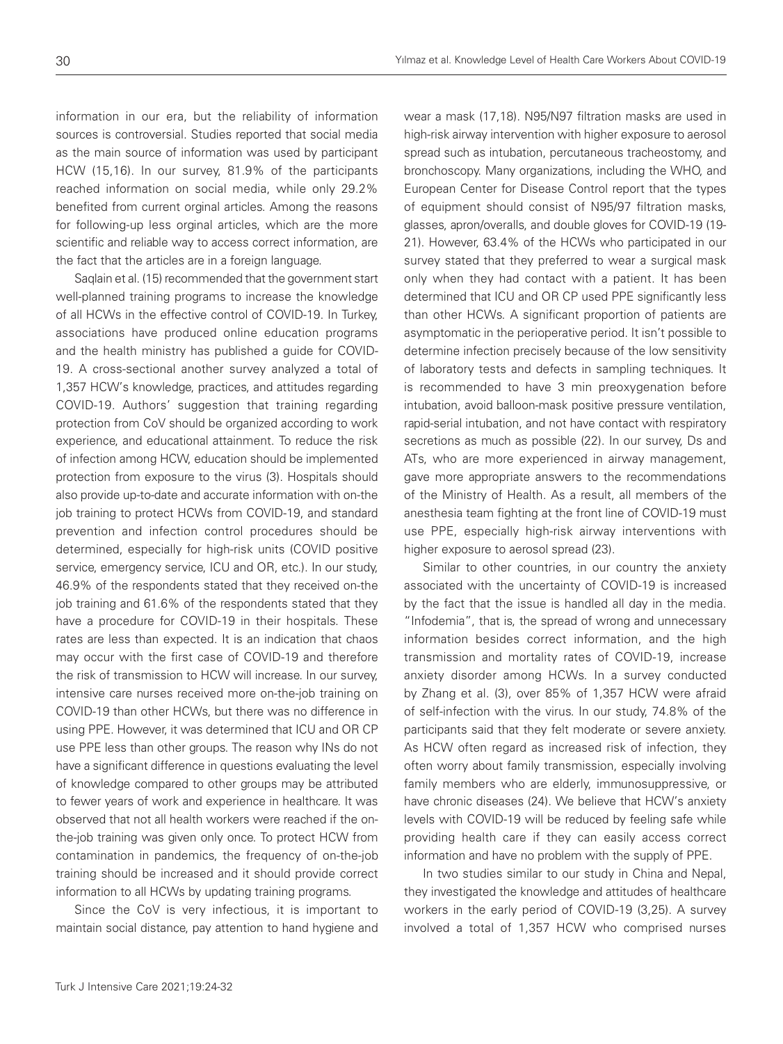information in our era, but the reliability of information sources is controversial. Studies reported that social media as the main source of information was used by participant HCW (15,16). In our survey, 81.9% of the participants reached information on social media, while only 29.2% benefited from current orginal articles. Among the reasons for following-up less orginal articles, which are the more scientific and reliable way to access correct information, are the fact that the articles are in a foreign language.

Saqlain et al. (15) recommended that the government start well-planned training programs to increase the knowledge of all HCWs in the effective control of COVID-19. In Turkey, associations have produced online education programs and the health ministry has published a guide for COVID-19. A cross-sectional another survey analyzed a total of 1,357 HCW's knowledge, practices, and attitudes regarding COVID-19. Authors' suggestion that training regarding protection from CoV should be organized according to work experience, and educational attainment. To reduce the risk of infection among HCW, education should be implemented protection from exposure to the virus (3). Hospitals should also provide up-to-date and accurate information with on-the job training to protect HCWs from COVID-19, and standard prevention and infection control procedures should be determined, especially for high-risk units (COVID positive service, emergency service, ICU and OR, etc.). In our study, 46.9% of the respondents stated that they received on-the job training and 61.6% of the respondents stated that they have a procedure for COVID-19 in their hospitals. These rates are less than expected. It is an indication that chaos may occur with the first case of COVID-19 and therefore the risk of transmission to HCW will increase. In our survey, intensive care nurses received more on-the-job training on COVID-19 than other HCWs, but there was no difference in using PPE. However, it was determined that ICU and OR CP use PPE less than other groups. The reason why INs do not have a significant difference in questions evaluating the level of knowledge compared to other groups may be attributed to fewer years of work and experience in healthcare. It was observed that not all health workers were reached if the on-the-job training was given only once. To protect HCW from contamination in pandemics, the frequency of on-the-job training should be increased and it should provide correct information to all HCWs by updating training programs.

Since the CoV is very infectious, it is important to maintain social distance, pay attention to hand hygiene and wear a mask (17,18). N95/N97 filtration masks are used in high-risk airway intervention with higher exposure to aerosol spread such as intubation, percutaneous tracheostomy, and bronchoscopy. Many organizations, including the WHO, and European Center for Disease Control report that the types of equipment should consist of N95/97 filtration masks, glasses, apron/overalls, and double gloves for COVID-19 (19-21). However, 63.4% of the HCWs who participated in our survey stated that they preferred to wear a surgical mask only when they had contact with a patient. It has been determined that ICU and OR CP used PPE significantly less than other HCWs. A significant proportion of patients are asymptomatic in the perioperative period. It isn't possible to determine infection precisely because of the low sensitivity of laboratory tests and defects in sampling techniques. It is recommended to have 3 min preoxygenation before intubation, avoid balloon-mask positive pressure ventilation, rapid-serial intubation, and not have contact with respiratory secretions as much as possible (22). In our survey, Ds and ATs, who are more experienced in airway management, gave more appropriate answers to the recommendations of the Ministry of Health. As a result, all members of the anesthesia team fighting at the front line of COVID-19 must use PPE, especially high-risk airway interventions with higher exposure to aerosol spread (23).

Similar to other countries, in our country the anxiety associated with the uncertainty of COVID-19 is increased by the fact that the issue is handled all day in the media. "Infodemia", that is, the spread of wrong and unnecessary information besides correct information, and the high transmission and mortality rates of COVID-19, increase anxiety disorder among HCWs. In a survey conducted by Zhang et al. (3), over 85% of 1,357 HCW were afraid of self-infection with the virus. In our study, 74.8% of the participants said that they felt moderate or severe anxiety. As HCW often regard as increased risk of infection, they often worry about family transmission, especially involving family members who are elderly, immunosuppressive, or have chronic diseases (24). We believe that HCW's anxiety levels with COVID-19 will be reduced by feeling safe while providing health care if they can easily access correct information and have no problem with the supply of PPE.

In two studies similar to our study in China and Nepal, they investigated the knowledge and attitudes of healthcare workers in the early period of COVID-19 (3,25). A survey involved a total of 1,357 HCW who comprised nurses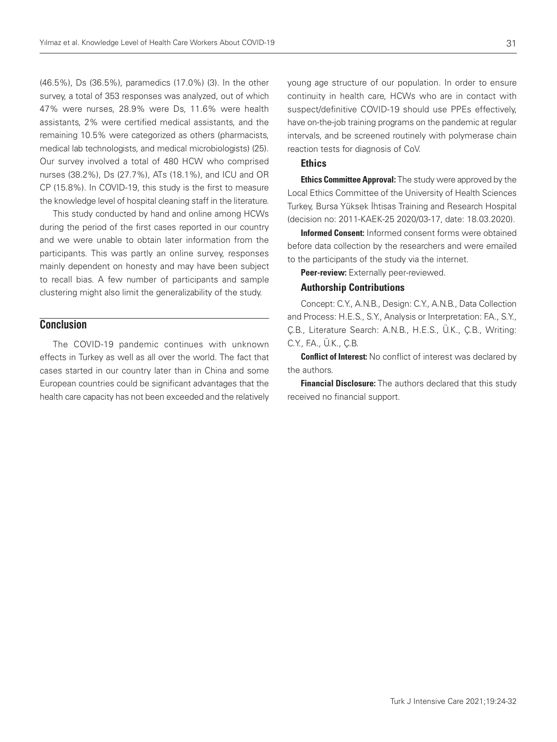(46.5%), Ds (36.5%), paramedics (17.0%) (3). In the other survey, a total of 353 responses was analyzed, out of which 47% were nurses, 28.9% were Ds, 11.6% were health assistants, 2% were certified medical assistants, and the remaining 10.5% were categorized as others (pharmacists, medical lab technologists, and medical microbiologists) (25). Our survey involved a total of 480 HCW who comprised nurses (38.2%), Ds (27.7%), ATs (18.1%), and ICU and OR CP (15.8%). In COVID-19, this study is the first to measure the knowledge level of hospital cleaning staff in the literature.

This study conducted by hand and online among HCWs during the period of the first cases reported in our country and we were unable to obtain later information from the participants. This was partly an online survey, responses mainly dependent on honesty and may have been subject to recall bias. A few number of participants and sample clustering might also limit the generalizability of the study.

## Conclusion

The COVID-19 pandemic continues with unknown effects in Turkey as well as all over the world. The fact that cases started in our country later than in China and some European countries could be significant advantages that the health care capacity has not been exceeded and the relatively young age structure of our population. In order to ensure continuity in health care, HCWs who are in contact with suspect/definitive COVID-19 should use PPEs effectively, have on-the-job training programs on the pandemic at regular intervals, and be screened routinely with polymerase chain reaction tests for diagnosis of CoV.

### Ethics

**Ethics Committee Approval:** The study were approved by the Local Ethics Committee of the University of Health Sciences Turkey, Bursa Yüksek İhtisas Training and Research Hospital (decision no: 2011-KAEK-25 2020/03-17, date: 18.03.2020).

**Informed Consent:** Informed consent forms were obtained before data collection by the researchers and were emailed to the participants of the study via the internet.

**Peer-review:** Externally peer-reviewed.

### Authorship Contributions

Concept: C.Y., A.N.B., Design: C.Y., A.N.B., Data Collection and Process: H.E.S., S.Y., Analysis or Interpretation: F.A., S.Y., Ç.B., Literature Search: A.N.B., H.E.S., Ü.K., Ç.B., Writing: C.Y., F.A., Ü.K., Ç.B.

**Conflict of Interest:** No conflict of interest was declared by the authors.

**Financial Disclosure:** The authors declared that this study received no financial support.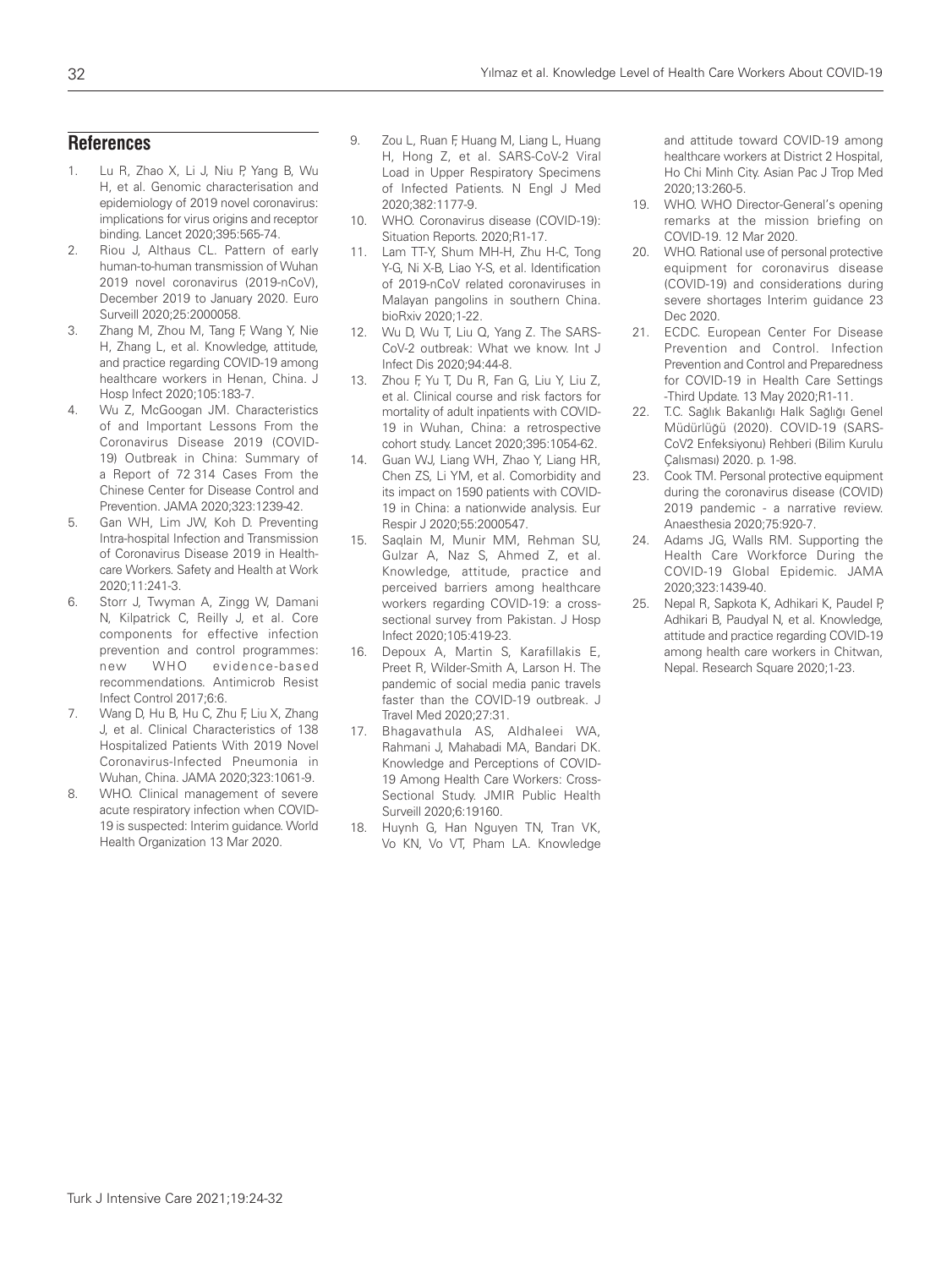## References

1. Lu R, Zhao X, Li J, Niu P, Yang B, Wu H, et al. Genomic characterisation and epidemiology of 2019 novel coronavirus: implications for virus origins and receptor binding. Lancet 2020;395:565-74.
2. Riou J, Althaus CL. Pattern of early human-to-human transmission of Wuhan 2019 novel coronavirus (2019-nCoV), December 2019 to January 2020. Euro Surveill 2020;25:2000058.
3. Zhang M, Zhou M, Tang F, Wang Y, Nie H, Zhang L, et al. Knowledge, attitude, and practice regarding COVID-19 among healthcare workers in Henan, China. J Hosp Infect 2020;105:183-7.
4. Wu Z, McGoogan JM. Characteristics of and Important Lessons From the Coronavirus Disease 2019 (COVID-19) Outbreak in China: Summary of a Report of 72 314 Cases From the Chinese Center for Disease Control and Prevention. JAMA 2020;323:1239-42.
5. Gan WH, Lim JW, Koh D. Preventing Intra-hospital Infection and Transmission of Coronavirus Disease 2019 in Health-care Workers. Safety and Health at Work 2020;11:241-3.
6. Storr J, Twyman A, Zingg W, Damani N, Kilpatrick C, Reilly J, et al. Core components for effective infection prevention and control programmes: new WHO evidence-based recommendations. Antimicrob Resist Infect Control 2017;6:6.
7. Wang D, Hu B, Hu C, Zhu F, Liu X, Zhang J, et al. Clinical Characteristics of 138 Hospitalized Patients With 2019 Novel Coronavirus-Infected Pneumonia in Wuhan, China. JAMA 2020;323:1061-9.
8. WHO. Clinical management of severe acute respiratory infection when COVID-19 is suspected: Interim guidance. World Health Organization 13 Mar 2020.
9. Zou L, Ruan F, Huang M, Liang L, Huang H, Hong Z, et al. SARS-CoV-2 Viral Load in Upper Respiratory Specimens of Infected Patients. N Engl J Med 2020;382:1177-9.
10. WHO. Coronavirus disease (COVID-19): Situation Reports. 2020;R1-17.
11. Lam TT-Y, Shum MH-H, Zhu H-C, Tong Y-G, Ni X-B, Liao Y-S, et al. Identification of 2019-nCoV related coronaviruses in Malayan pangolins in southern China. bioRxiv 2020;1-22.
12. Wu D, Wu T, Liu Q, Yang Z. The SARS-CoV-2 outbreak: What we know. Int J Infect Dis 2020;94:44-8.
13. Zhou F, Yu T, Du R, Fan G, Liu Y, Liu Z, et al. Clinical course and risk factors for mortality of adult inpatients with COVID-19 in Wuhan, China: a retrospective cohort study. Lancet 2020;395:1054-62.
14. Guan WJ, Liang WH, Zhao Y, Liang HR, Chen ZS, Li YM, et al. Comorbidity and its impact on 1590 patients with COVID-19 in China: a nationwide analysis. Eur Respir J 2020;55:2000547.
15. Saqlain M, Munir MM, Rehman SU, Gulzar A, Naz S, Ahmed Z, et al. Knowledge, attitude, practice and perceived barriers among healthcare workers regarding COVID-19: a cross-sectional survey from Pakistan. J Hosp Infect 2020;105:419-23.
16. Depoux A, Martin S, Karafillakis E, Preet R, Wilder-Smith A, Larson H. The pandemic of social media panic travels faster than the COVID-19 outbreak. J Travel Med 2020;27:31.
17. Bhagavathula AS, Aldhaleei WA, Rahmani J, Mahabadi MA, Bandari DK. Knowledge and Perceptions of COVID-19 Among Health Care Workers: Cross-Sectional Study. JMIR Public Health Surveill 2020;6:19160.
18. Huynh G, Han Nguyen TN, Tran VK, Vo KN, Vo VT, Pham LA. Knowledge and attitude toward COVID-19 among healthcare workers at District 2 Hospital, Ho Chi Minh City. Asian Pac J Trop Med 2020;13:260-5.
19. WHO. WHO Director-General's opening remarks at the mission briefing on COVID-19. 12 Mar 2020.
20. WHO. Rational use of personal protective equipment for coronavirus disease (COVID-19) and considerations during severe shortages Interim guidance 23 Dec 2020.
21. ECDC. European Center For Disease Prevention and Control. Infection Prevention and Control and Preparedness for COVID-19 in Health Care Settings -Third Update. 13 May 2020;R1-11.
22. T.C. Sağlık Bakanlığı Halk Sağlığı Genel Müdürlüğü (2020). COVID-19 (SARS-CoV2 Enfeksiyonu) Rehberi (Bilim Kurulu Çalışması) 2020. p. 1-98.
23. Cook TM. Personal protective equipment during the coronavirus disease (COVID) 2019 pandemic - a narrative review. Anaesthesia 2020;75:920-7.
24. Adams JG, Walls RM. Supporting the Health Care Workforce During the COVID-19 Global Epidemic. JAMA 2020;323:1439-40.
25. Nepal R, Sapkota K, Adhikari K, Paudel P, Adhikari B, Paudyal N, et al. Knowledge, attitude and practice regarding COVID-19 among health care workers in Chitwan, Nepal. Research Square 2020;1-23.